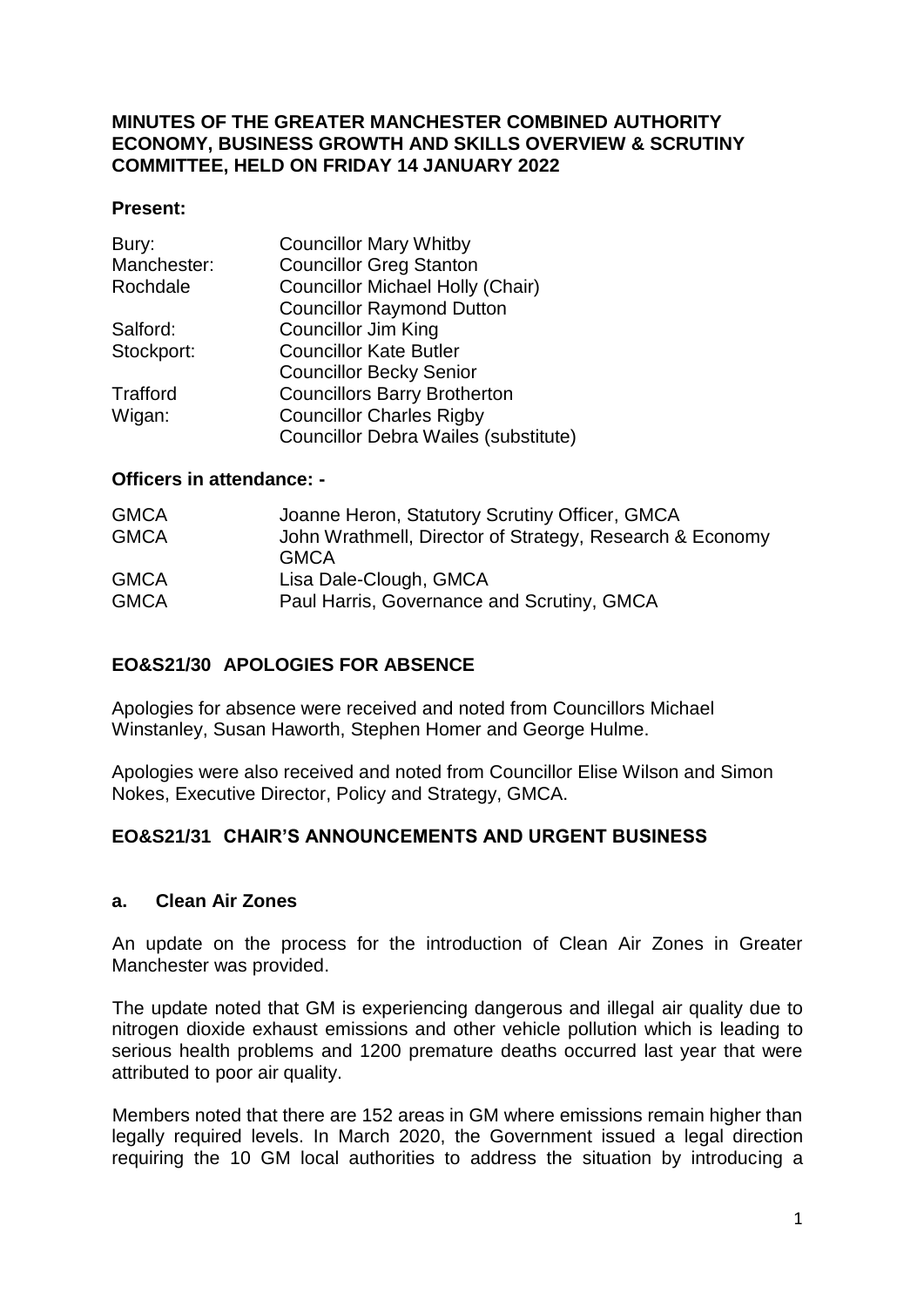**MINUTES OF THE GREATER MANCHESTER COMBINED AUTHORITY ECONOMY, BUSINESS GROWTH AND SKILLS OVERVIEW & SCRUTINY COMMITTEE, HELD ON FRIDAY 14 JANUARY 2022**

**Present:**

| | |
|---|---|
| Bury: | Councillor Mary Whitby |
| Manchester: | Councillor Greg Stanton |
| Rochdale | Councillor Michael Holly (Chair) |
| | Councillor Raymond Dutton |
| Salford: | Councillor Jim King |
| Stockport: | Councillor Kate Butler |
| | Councillor Becky Senior |
| Trafford | Councillors Barry Brotherton |
| Wigan: | Councillor Charles Rigby |
| | Councillor Debra Wailes (substitute) |

**Officers in attendance: -**

| | |
|---|---|
| GMCA | Joanne Heron, Statutory Scrutiny Officer, GMCA |
| GMCA | John Wrathmell, Director of Strategy, Research & Economy GMCA |
| GMCA | Lisa Dale-Clough, GMCA |
| GMCA | Paul Harris, Governance and Scrutiny, GMCA |

**EO&S21/30 APOLOGIES FOR ABSENCE**

Apologies for absence were received and noted from Councillors Michael Winstanley, Susan Haworth, Stephen Homer and George Hulme.

Apologies were also received and noted from Councillor Elise Wilson and Simon Nokes, Executive Director, Policy and Strategy, GMCA.

**EO&S21/31 CHAIR'S ANNOUNCEMENTS AND URGENT BUSINESS**

**a. Clean Air Zones**

An update on the process for the introduction of Clean Air Zones in Greater Manchester was provided.

The update noted that GM is experiencing dangerous and illegal air quality due to nitrogen dioxide exhaust emissions and other vehicle pollution which is leading to serious health problems and 1200 premature deaths occurred last year that were attributed to poor air quality.

Members noted that there are 152 areas in GM where emissions remain higher than legally required levels. In March 2020, the Government issued a legal direction requiring the 10 GM local authorities to address the situation by introducing a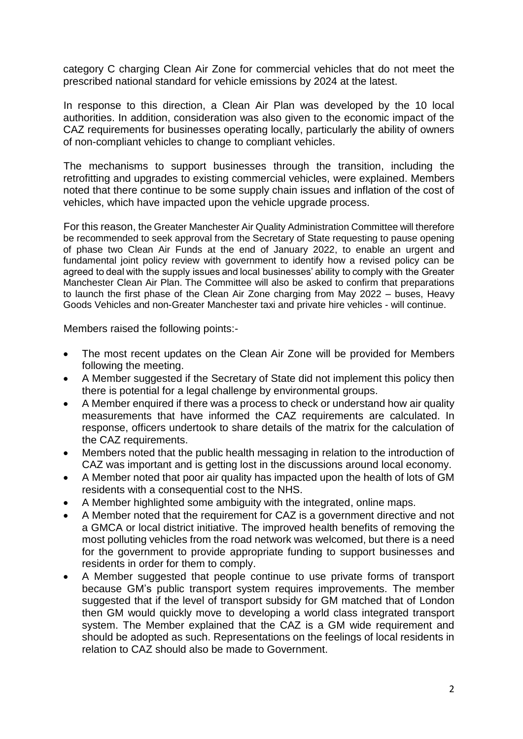category C charging Clean Air Zone for commercial vehicles that do not meet the prescribed national standard for vehicle emissions by 2024 at the latest.

In response to this direction, a Clean Air Plan was developed by the 10 local authorities. In addition, consideration was also given to the economic impact of the CAZ requirements for businesses operating locally, particularly the ability of owners of non-compliant vehicles to change to compliant vehicles.

The mechanisms to support businesses through the transition, including the retrofitting and upgrades to existing commercial vehicles, were explained. Members noted that there continue to be some supply chain issues and inflation of the cost of vehicles, which have impacted upon the vehicle upgrade process.

For this reason, the Greater Manchester Air Quality Administration Committee will therefore be recommended to seek approval from the Secretary of State requesting to pause opening of phase two Clean Air Funds at the end of January 2022, to enable an urgent and fundamental joint policy review with government to identify how a revised policy can be agreed to deal with the supply issues and local businesses' ability to comply with the Greater Manchester Clean Air Plan. The Committee will also be asked to confirm that preparations to launch the first phase of the Clean Air Zone charging from May 2022 – buses, Heavy Goods Vehicles and non-Greater Manchester taxi and private hire vehicles - will continue.

Members raised the following points:-

- The most recent updates on the Clean Air Zone will be provided for Members following the meeting.
- A Member suggested if the Secretary of State did not implement this policy then there is potential for a legal challenge by environmental groups.
- A Member enquired if there was a process to check or understand how air quality measurements that have informed the CAZ requirements are calculated. In response, officers undertook to share details of the matrix for the calculation of the CAZ requirements.
- Members noted that the public health messaging in relation to the introduction of CAZ was important and is getting lost in the discussions around local economy.
- A Member noted that poor air quality has impacted upon the health of lots of GM residents with a consequential cost to the NHS.
- A Member highlighted some ambiguity with the integrated, online maps.
- A Member noted that the requirement for CAZ is a government directive and not a GMCA or local district initiative. The improved health benefits of removing the most polluting vehicles from the road network was welcomed, but there is a need for the government to provide appropriate funding to support businesses and residents in order for them to comply.
- A Member suggested that people continue to use private forms of transport because GM's public transport system requires improvements. The member suggested that if the level of transport subsidy for GM matched that of London then GM would quickly move to developing a world class integrated transport system. The Member explained that the CAZ is a GM wide requirement and should be adopted as such. Representations on the feelings of local residents in relation to CAZ should also be made to Government.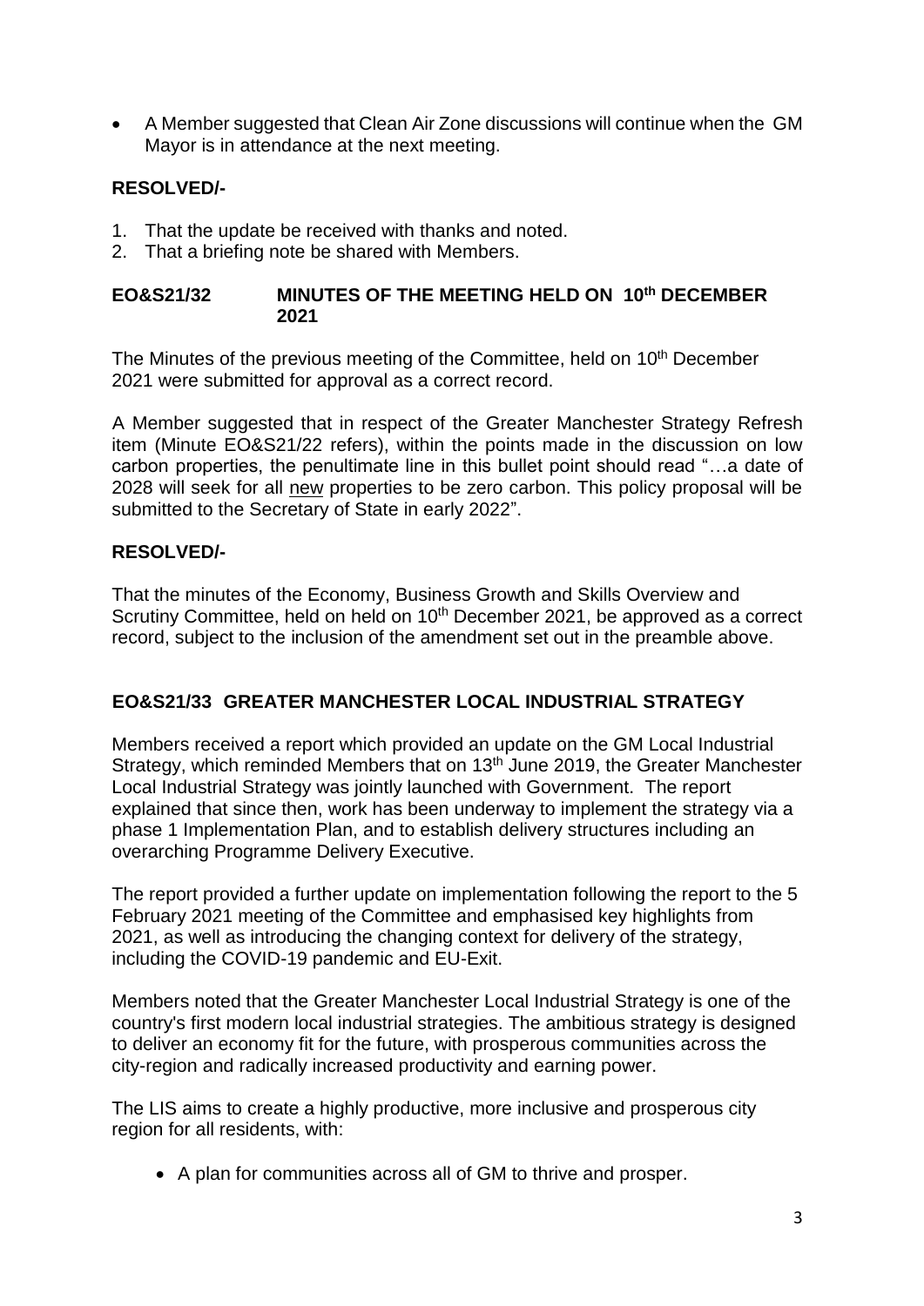- A Member suggested that Clean Air Zone discussions will continue when the GM Mayor is in attendance at the next meeting.

**RESOLVED/-**

1. That the update be received with thanks and noted.
2. That a briefing note be shared with Members.

## EO&S21/32 MINUTES OF THE MEETING HELD ON 10th DECEMBER 2021

The Minutes of the previous meeting of the Committee, held on 10th December 2021 were submitted for approval as a correct record.

A Member suggested that in respect of the Greater Manchester Strategy Refresh item (Minute EO&S21/22 refers), within the points made in the discussion on low carbon properties, the penultimate line in this bullet point should read "…a date of 2028 will seek for all new properties to be zero carbon. This policy proposal will be submitted to the Secretary of State in early 2022".

**RESOLVED/-**

That the minutes of the Economy, Business Growth and Skills Overview and Scrutiny Committee, held on held on 10th December 2021, be approved as a correct record, subject to the inclusion of the amendment set out in the preamble above.

## EO&S21/33 GREATER MANCHESTER LOCAL INDUSTRIAL STRATEGY

Members received a report which provided an update on the GM Local Industrial Strategy, which reminded Members that on 13th June 2019, the Greater Manchester Local Industrial Strategy was jointly launched with Government. The report explained that since then, work has been underway to implement the strategy via a phase 1 Implementation Plan, and to establish delivery structures including an overarching Programme Delivery Executive.

The report provided a further update on implementation following the report to the 5 February 2021 meeting of the Committee and emphasised key highlights from 2021, as well as introducing the changing context for delivery of the strategy, including the COVID-19 pandemic and EU-Exit.

Members noted that the Greater Manchester Local Industrial Strategy is one of the country's first modern local industrial strategies. The ambitious strategy is designed to deliver an economy fit for the future, with prosperous communities across the city-region and radically increased productivity and earning power.

The LIS aims to create a highly productive, more inclusive and prosperous city region for all residents, with:

- A plan for communities across all of GM to thrive and prosper.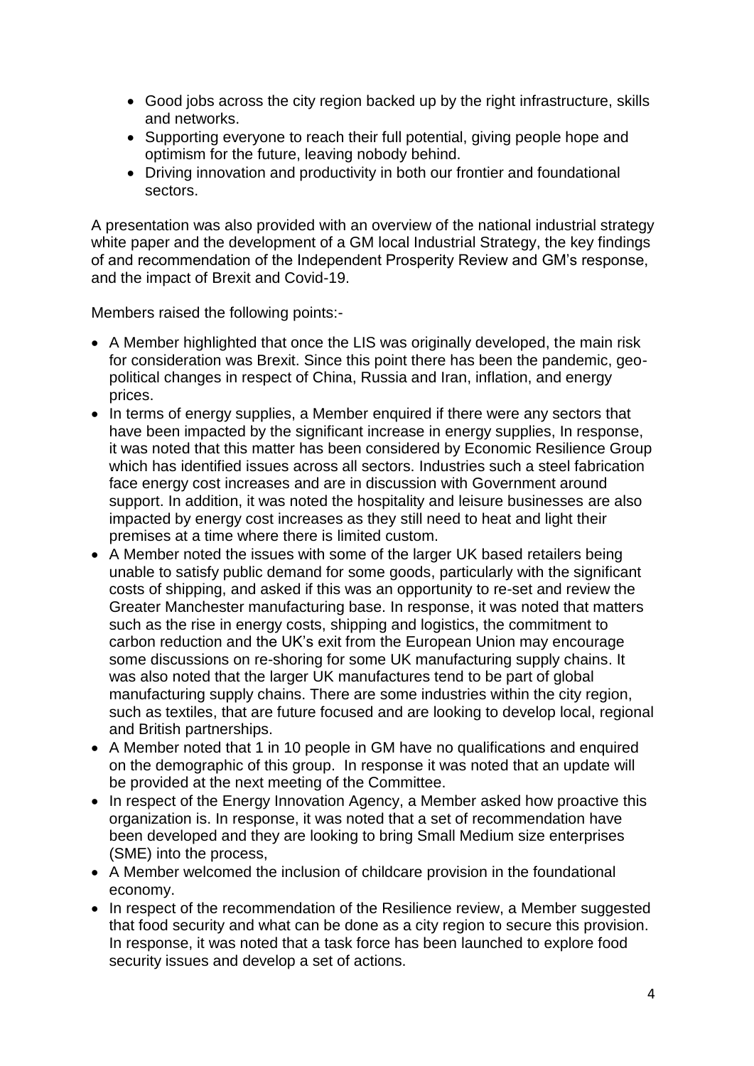- Good jobs across the city region backed up by the right infrastructure, skills and networks.
- Supporting everyone to reach their full potential, giving people hope and optimism for the future, leaving nobody behind.
- Driving innovation and productivity in both our frontier and foundational sectors.

A presentation was also provided with an overview of the national industrial strategy white paper and the development of a GM local Industrial Strategy, the key findings of and recommendation of the Independent Prosperity Review and GM's response, and the impact of Brexit and Covid-19.

Members raised the following points:-

- A Member highlighted that once the LIS was originally developed, the main risk for consideration was Brexit. Since this point there has been the pandemic, geo-political changes in respect of China, Russia and Iran, inflation, and energy prices.
- In terms of energy supplies, a Member enquired if there were any sectors that have been impacted by the significant increase in energy supplies, In response, it was noted that this matter has been considered by Economic Resilience Group which has identified issues across all sectors. Industries such a steel fabrication face energy cost increases and are in discussion with Government around support. In addition, it was noted the hospitality and leisure businesses are also impacted by energy cost increases as they still need to heat and light their premises at a time where there is limited custom.
- A Member noted the issues with some of the larger UK based retailers being unable to satisfy public demand for some goods, particularly with the significant costs of shipping, and asked if this was an opportunity to re-set and review the Greater Manchester manufacturing base. In response, it was noted that matters such as the rise in energy costs, shipping and logistics, the commitment to carbon reduction and the UK's exit from the European Union may encourage some discussions on re-shoring for some UK manufacturing supply chains. It was also noted that the larger UK manufactures tend to be part of global manufacturing supply chains. There are some industries within the city region, such as textiles, that are future focused and are looking to develop local, regional and British partnerships.
- A Member noted that 1 in 10 people in GM have no qualifications and enquired on the demographic of this group. In response it was noted that an update will be provided at the next meeting of the Committee.
- In respect of the Energy Innovation Agency, a Member asked how proactive this organization is. In response, it was noted that a set of recommendation have been developed and they are looking to bring Small Medium size enterprises (SME) into the process,
- A Member welcomed the inclusion of childcare provision in the foundational economy.
- In respect of the recommendation of the Resilience review, a Member suggested that food security and what can be done as a city region to secure this provision. In response, it was noted that a task force has been launched to explore food security issues and develop a set of actions.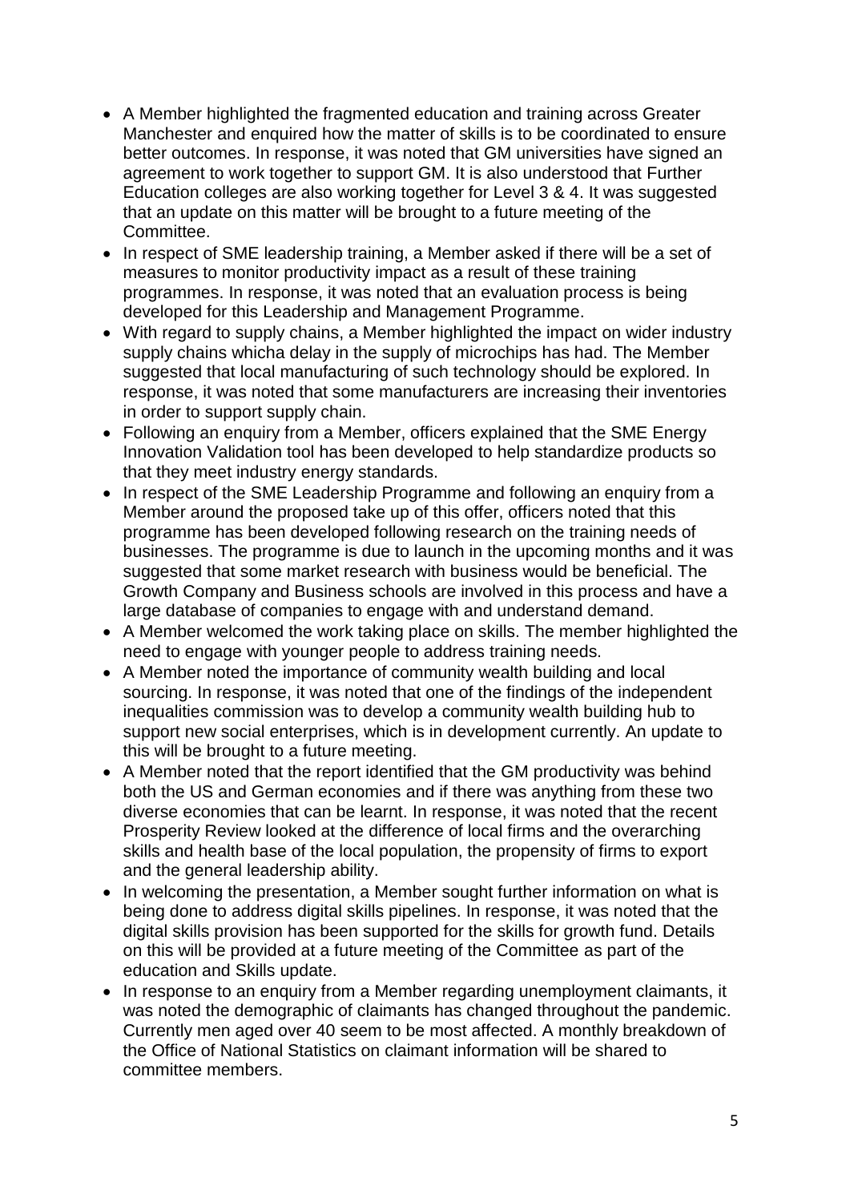- A Member highlighted the fragmented education and training across Greater Manchester and enquired how the matter of skills is to be coordinated to ensure better outcomes. In response, it was noted that GM universities have signed an agreement to work together to support GM. It is also understood that Further Education colleges are also working together for Level 3 & 4. It was suggested that an update on this matter will be brought to a future meeting of the Committee.
- In respect of SME leadership training, a Member asked if there will be a set of measures to monitor productivity impact as a result of these training programmes. In response, it was noted that an evaluation process is being developed for this Leadership and Management Programme.
- With regard to supply chains, a Member highlighted the impact on wider industry supply chains whicha delay in the supply of microchips has had. The Member suggested that local manufacturing of such technology should be explored. In response, it was noted that some manufacturers are increasing their inventories in order to support supply chain.
- Following an enquiry from a Member, officers explained that the SME Energy Innovation Validation tool has been developed to help standardize products so that they meet industry energy standards.
- In respect of the SME Leadership Programme and following an enquiry from a Member around the proposed take up of this offer, officers noted that this programme has been developed following research on the training needs of businesses. The programme is due to launch in the upcoming months and it was suggested that some market research with business would be beneficial. The Growth Company and Business schools are involved in this process and have a large database of companies to engage with and understand demand.
- A Member welcomed the work taking place on skills. The member highlighted the need to engage with younger people to address training needs.
- A Member noted the importance of community wealth building and local sourcing. In response, it was noted that one of the findings of the independent inequalities commission was to develop a community wealth building hub to support new social enterprises, which is in development currently. An update to this will be brought to a future meeting.
- A Member noted that the report identified that the GM productivity was behind both the US and German economies and if there was anything from these two diverse economies that can be learnt. In response, it was noted that the recent Prosperity Review looked at the difference of local firms and the overarching skills and health base of the local population, the propensity of firms to export and the general leadership ability.
- In welcoming the presentation, a Member sought further information on what is being done to address digital skills pipelines. In response, it was noted that the digital skills provision has been supported for the skills for growth fund. Details on this will be provided at a future meeting of the Committee as part of the education and Skills update.
- In response to an enquiry from a Member regarding unemployment claimants, it was noted the demographic of claimants has changed throughout the pandemic. Currently men aged over 40 seem to be most affected. A monthly breakdown of the Office of National Statistics on claimant information will be shared to committee members.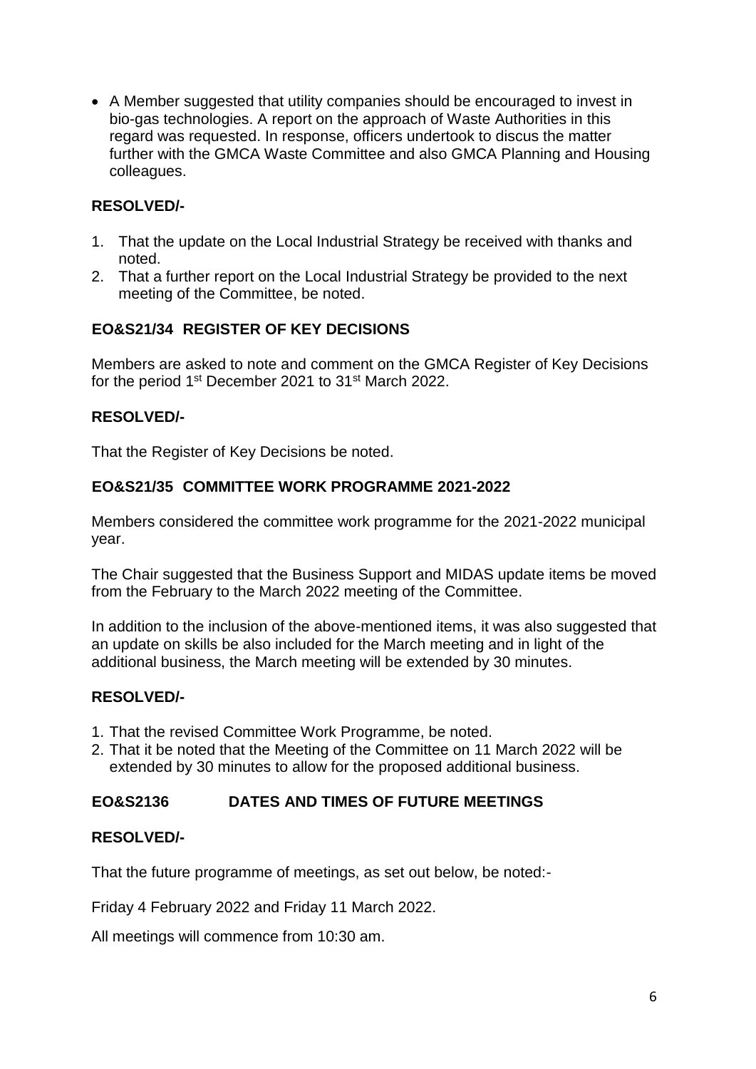- A Member suggested that utility companies should be encouraged to invest in bio-gas technologies. A report on the approach of Waste Authorities in this regard was requested. In response, officers undertook to discus the matter further with the GMCA Waste Committee and also GMCA Planning and Housing colleagues.

**RESOLVED/-**

1. That the update on the Local Industrial Strategy be received with thanks and noted.
2. That a further report on the Local Industrial Strategy be provided to the next meeting of the Committee, be noted.

## EO&S21/34 REGISTER OF KEY DECISIONS

Members are asked to note and comment on the GMCA Register of Key Decisions for the period 1st December 2021 to 31st March 2022.

**RESOLVED/-**

That the Register of Key Decisions be noted.

## EO&S21/35 COMMITTEE WORK PROGRAMME 2021-2022

Members considered the committee work programme for the 2021-2022 municipal year.

The Chair suggested that the Business Support and MIDAS update items be moved from the February to the March 2022 meeting of the Committee.

In addition to the inclusion of the above-mentioned items, it was also suggested that an update on skills be also included for the March meeting and in light of the additional business, the March meeting will be extended by 30 minutes.

**RESOLVED/-**

1. That the revised Committee Work Programme, be noted.
2. That it be noted that the Meeting of the Committee on 11 March 2022 will be extended by 30 minutes to allow for the proposed additional business.

## EO&S2136 DATES AND TIMES OF FUTURE MEETINGS

**RESOLVED/-**

That the future programme of meetings, as set out below, be noted:-

Friday 4 February 2022 and Friday 11 March 2022.

All meetings will commence from 10:30 am.